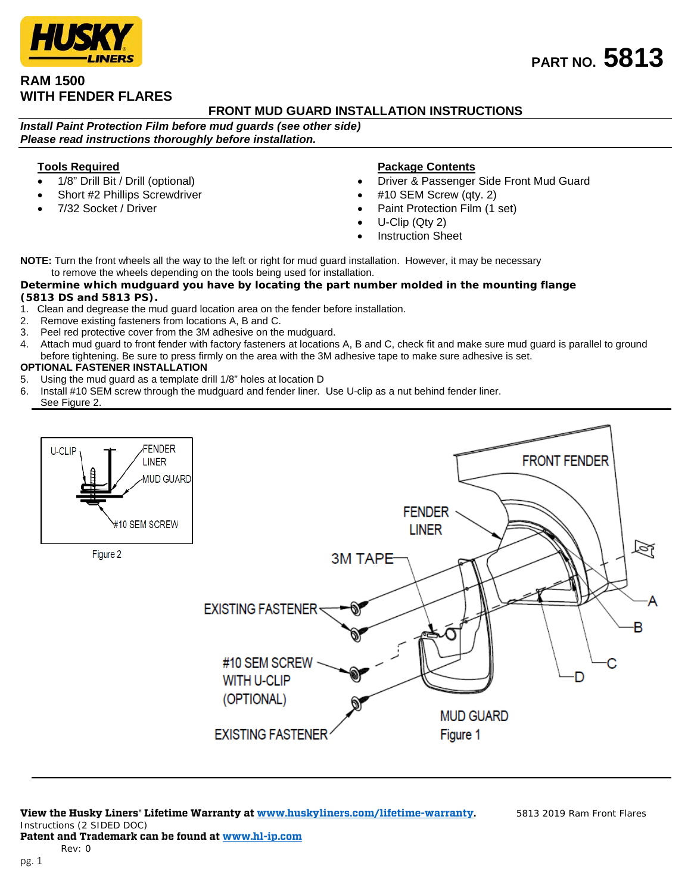**HUSKY LINERS**

# PART NO. 5813

## RAM 1500
## WITH FENDER FLARES

### FRONT MUD GUARD INSTALLATION INSTRUCTIONS

***Install Paint Protection Film before mud guards (see other side)***
***Please read instructions thoroughly before installation.***

**Tools Required**

- 1/8" Drill Bit / Drill (optional)
- Short #2 Phillips Screwdriver
- 7/32 Socket / Driver

**Package Contents**

- Driver & Passenger Side Front Mud Guard
- #10 SEM Screw (qty. 2)
- Paint Protection Film (1 set)
- U-Clip (Qty 2)
- Instruction Sheet

**NOTE:** Turn the front wheels all the way to the left or right for mud guard installation. However, it may be necessary to remove the wheels depending on the tools being used for installation.

**Determine which mudguard you have by locating the part number molded in the mounting flange (5813 DS and 5813 PS).**

1. Clean and degrease the mud guard location area on the fender before installation.
2. Remove existing fasteners from locations A, B and C.
3. Peel red protective cover from the 3M adhesive on the mudguard.
4. Attach mud guard to front fender with factory fasteners at locations A, B and C, check fit and make sure mud guard is parallel to ground before tightening. Be sure to press firmly on the area with the 3M adhesive tape to make sure adhesive is set.

**OPTIONAL FASTENER INSTALLATION**

5. Using the mud guard as a template drill 1/8" holes at location D
6. Install #10 SEM screw through the mudguard and fender liner. Use U-clip as a nut behind fender liner. See Figure 2.

Figure 2

MUD GUARD
Figure 1

**View the Husky Liners® Lifetime Warranty at [www.huskyliners.com/lifetime-warranty](http://www.huskyliners.com/lifetime-warranty).**

5813 2019 Ram Front Flares Instructions (2 SIDED DOC)

**Patent and Trademark can be found at [www.hl-ip.com](http://www.hl-ip.com)**

Rev: 0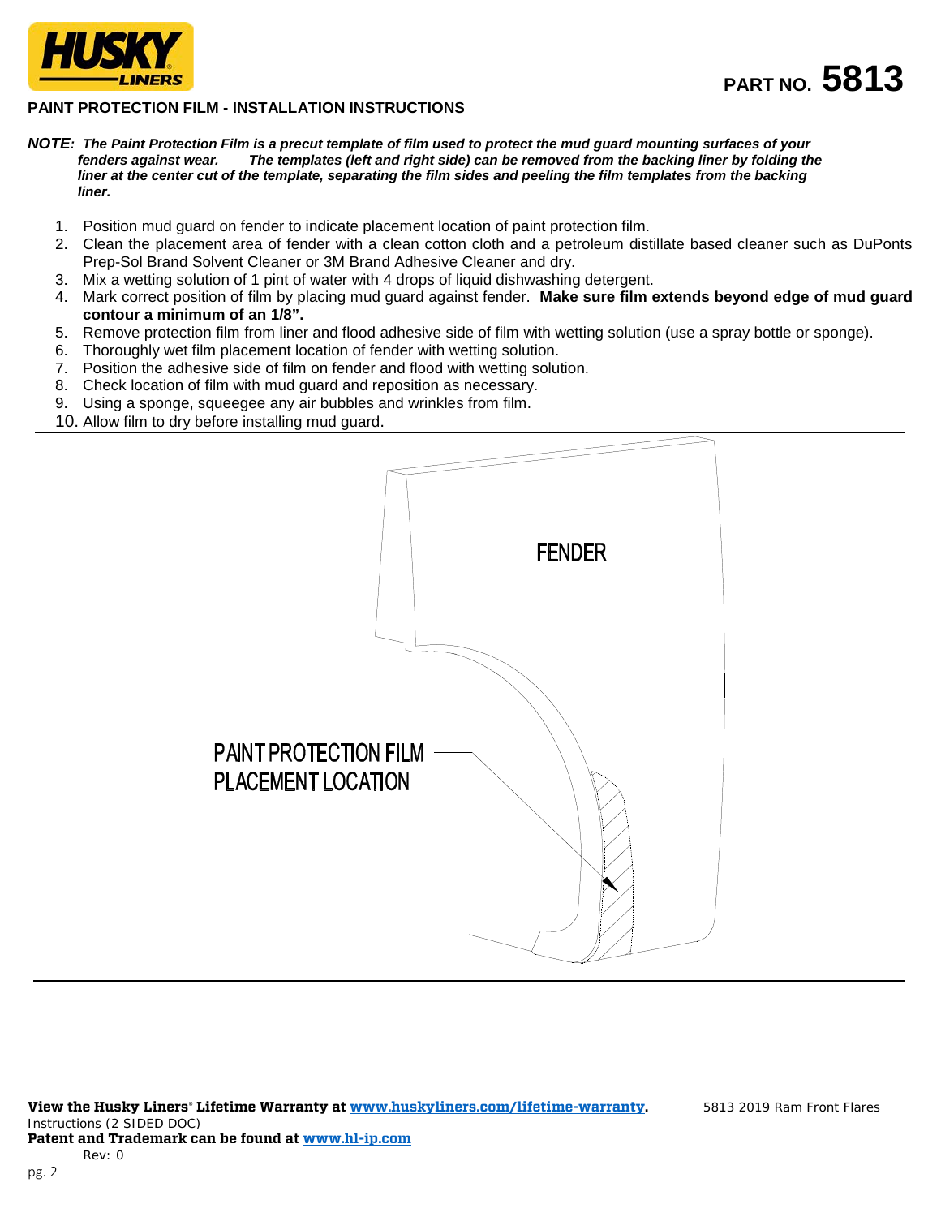**HUSKY LINERS**

**PART NO. 5813**

**PAINT PROTECTION FILM - INSTALLATION INSTRUCTIONS**

***NOTE:** The Paint Protection Film is a precut template of film used to protect the mud guard mounting surfaces of your fenders against wear. The templates (left and right side) can be removed from the backing liner by folding the liner at the center cut of the template, separating the film sides and peeling the film templates from the backing liner.*

1. Position mud guard on fender to indicate placement location of paint protection film.
2. Clean the placement area of fender with a clean cotton cloth and a petroleum distillate based cleaner such as DuPonts Prep-Sol Brand Solvent Cleaner or 3M Brand Adhesive Cleaner and dry.
3. Mix a wetting solution of 1 pint of water with 4 drops of liquid dishwashing detergent.
4. Mark correct position of film by placing mud guard against fender. **Make sure film extends beyond edge of mud guard contour a minimum of an 1/8".**
5. Remove protection film from liner and flood adhesive side of film with wetting solution (use a spray bottle or sponge).
6. Thoroughly wet film placement location of fender with wetting solution.
7. Position the adhesive side of film on fender and flood with wetting solution.
8. Check location of film with mud guard and reposition as necessary.
9. Using a sponge, squeegee any air bubbles and wrinkles from film.
10. Allow film to dry before installing mud guard.

FENDER

PAINT PROTECTION FILM PLACEMENT LOCATION

**View the Husky Liners® Lifetime Warranty at www.huskyliners.com/lifetime-warranty.** 5813 2019 Ram Front Flares Instructions (2 SIDED DOC)

**Patent and Trademark can be found at www.hl-ip.com**

Rev: 0